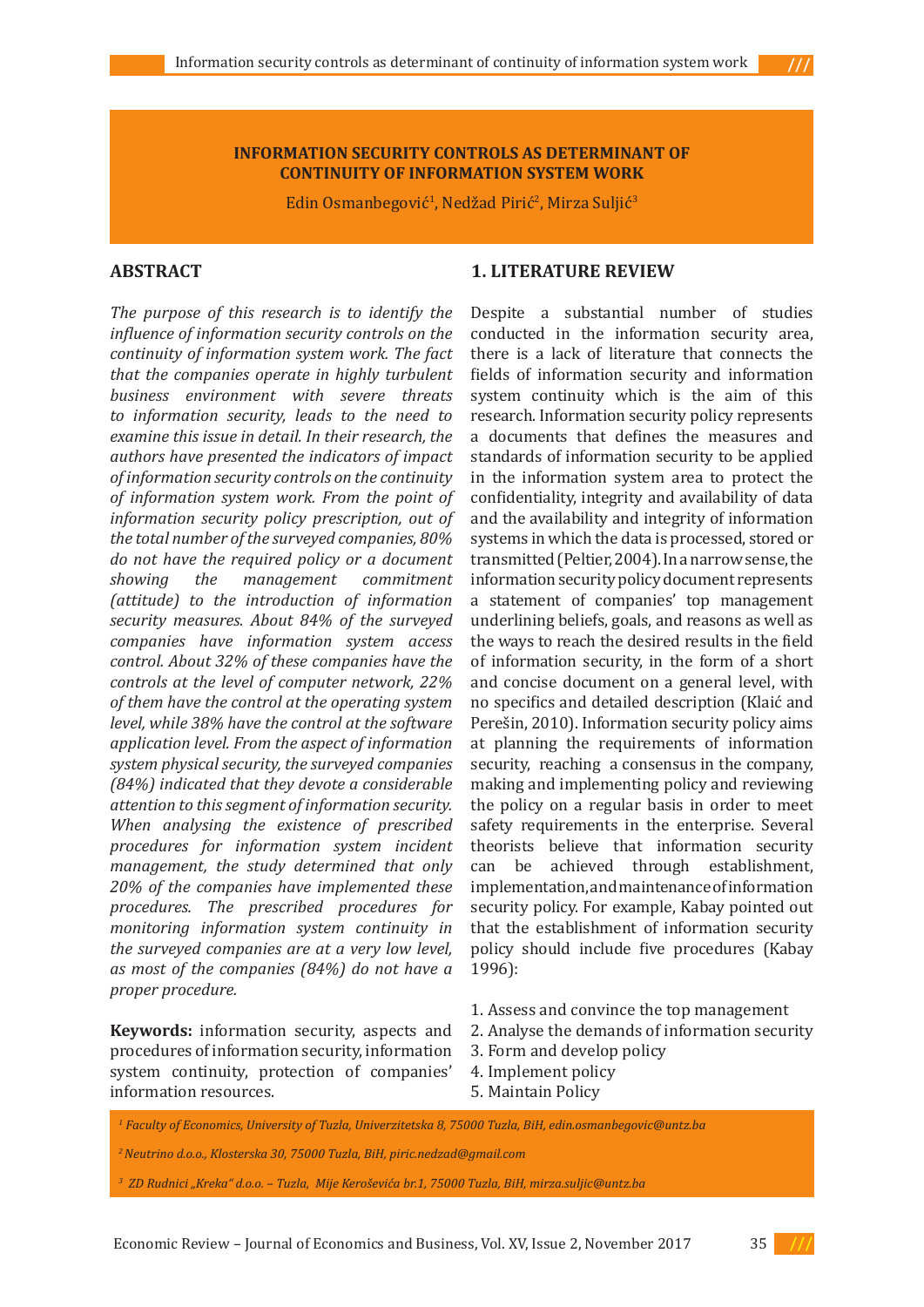# INFORMATION SECURITY CONTROLS AS DETERMINANT OF CONTINUITY OF INFORMATION SYSTEM WORK

Edin Osmanbegović[1], Nedžad Pirić[2], Mirza Suljić[3]

## ABSTRACT

*The purpose of this research is to identify the influence of information security controls on the continuity of information system work. The fact that the companies operate in highly turbulent business environment with severe threats to information security, leads to the need to examine this issue in detail. In their research, the authors have presented the indicators of impact of information security controls on the continuity of information system work. From the point of information security policy prescription, out of the total number of the surveyed companies, 80% do not have the required policy or a document showing the management commitment (attitude) to the introduction of information security measures. About 84% of the surveyed companies have information system access control. About 32% of these companies have the controls at the level of computer network, 22% of them have the control at the operating system level, while 38% have the control at the software application level. From the aspect of information system physical security, the surveyed companies (84%) indicated that they devote a considerable attention to this segment of information security. When analysing the existence of prescribed procedures for information system incident management, the study determined that only 20% of the companies have implemented these procedures. The prescribed procedures for monitoring information system continuity in the surveyed companies are at a very low level, as most of the companies (84%) do not have a proper procedure.*

**Keywords:** information security, aspects and procedures of information security, information system continuity, protection of companies' information resources.

## 1. LITERATURE REVIEW

Despite a substantial number of studies conducted in the information security area, there is a lack of literature that connects the fields of information security and information system continuity which is the aim of this research. Information security policy represents a documents that defines the measures and standards of information security to be applied in the information system area to protect the confidentiality, integrity and availability of data and the availability and integrity of information systems in which the data is processed, stored or transmitted (Peltier, 2004). In a narrow sense, the information security policy document represents a statement of companies' top management underlining beliefs, goals, and reasons as well as the ways to reach the desired results in the field of information security, in the form of a short and concise document on a general level, with no specifics and detailed description (Klaić and Perešin, 2010). Information security policy aims at planning the requirements of information security, reaching a consensus in the company, making and implementing policy and reviewing the policy on a regular basis in order to meet safety requirements in the enterprise. Several theorists believe that information security can be achieved through establishment, implementation, and maintenance of information security policy. For example, Kabay pointed out that the establishment of information security policy should include five procedures (Kabay 1996):

1. Assess and convince the top management
2. Analyse the demands of information security
3. Form and develop policy
4. Implement policy
5. Maintain Policy

*[1] Faculty of Economics, University of Tuzla, Univerzitetska 8, 75000 Tuzla, BiH, edin.osmanbegovic@untz.ba*

*[2] Neutrino d.o.o., Klosterska 30, 75000 Tuzla, BiH, piric.nedzad@gmail.com*

*[3] ZD Rudnici „Kreka" d.o.o. – Tuzla, Mije Keroševića br.1, 75000 Tuzla, BiH, mirza.suljic@untz.ba*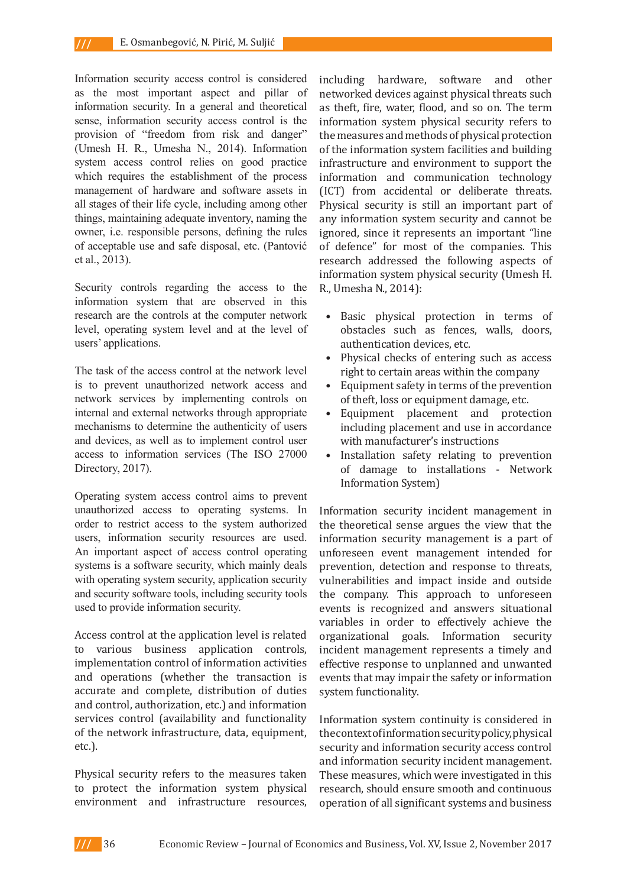Information security access control is considered as the most important aspect and pillar of information security. In a general and theoretical sense, information security access control is the provision of "freedom from risk and danger" (Umesh H. R., Umesha N., 2014). Information system access control relies on good practice which requires the establishment of the process management of hardware and software assets in all stages of their life cycle, including among other things, maintaining adequate inventory, naming the owner, i.e. responsible persons, defining the rules of acceptable use and safe disposal, etc. (Pantović et al., 2013).

Security controls regarding the access to the information system that are observed in this research are the controls at the computer network level, operating system level and at the level of users' applications.

The task of the access control at the network level is to prevent unauthorized network access and network services by implementing controls on internal and external networks through appropriate mechanisms to determine the authenticity of users and devices, as well as to implement control user access to information services (The ISO 27000 Directory, 2017).

Operating system access control aims to prevent unauthorized access to operating systems. In order to restrict access to the system authorized users, information security resources are used. An important aspect of access control operating systems is a software security, which mainly deals with operating system security, application security and security software tools, including security tools used to provide information security.

Access control at the application level is related to various business application controls, implementation control of information activities and operations (whether the transaction is accurate and complete, distribution of duties and control, authorization, etc.) and information services control (availability and functionality of the network infrastructure, data, equipment, etc.).

Physical security refers to the measures taken to protect the information system physical environment and infrastructure resources, including hardware, software and other networked devices against physical threats such as theft, fire, water, flood, and so on. The term information system physical security refers to the measures and methods of physical protection of the information system facilities and building infrastructure and environment to support the information and communication technology (ICT) from accidental or deliberate threats. Physical security is still an important part of any information system security and cannot be ignored, since it represents an important "line of defence" for most of the companies. This research addressed the following aspects of information system physical security (Umesh H. R., Umesha N., 2014):

- Basic physical protection in terms of obstacles such as fences, walls, doors, authentication devices, etc.
- Physical checks of entering such as access right to certain areas within the company
- Equipment safety in terms of the prevention of theft, loss or equipment damage, etc.
- Equipment placement and protection including placement and use in accordance with manufacturer's instructions
- Installation safety relating to prevention of damage to installations - Network Information System)

Information security incident management in the theoretical sense argues the view that the information security management is a part of unforeseen event management intended for prevention, detection and response to threats, vulnerabilities and impact inside and outside the company. This approach to unforeseen events is recognized and answers situational variables in order to effectively achieve the organizational goals. Information security incident management represents a timely and effective response to unplanned and unwanted events that may impair the safety or information system functionality.

Information system continuity is considered in the context of information security policy, physical security and information security access control and information security incident management. These measures, which were investigated in this research, should ensure smooth and continuous operation of all significant systems and business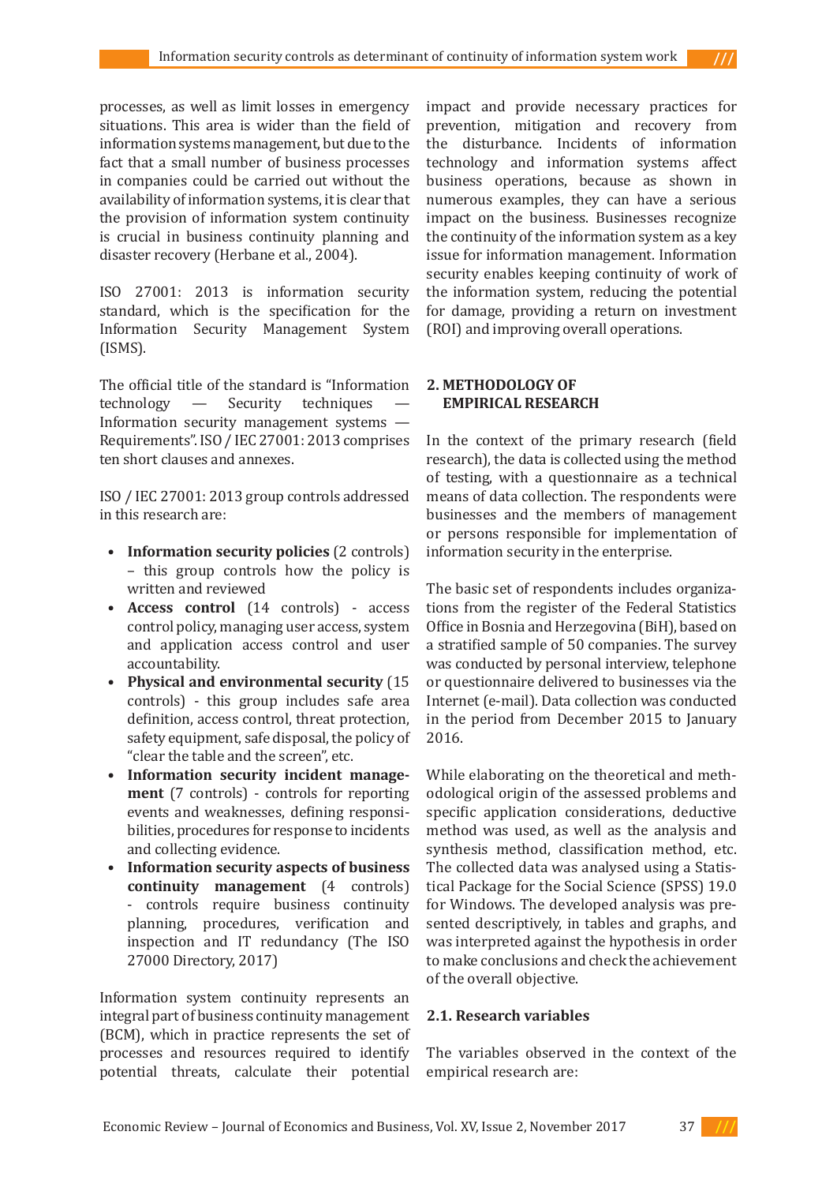processes, as well as limit losses in emergency situations. This area is wider than the field of information systems management, but due to the fact that a small number of business processes in companies could be carried out without the availability of information systems, it is clear that the provision of information system continuity is crucial in business continuity planning and disaster recovery (Herbane et al., 2004).

ISO 27001: 2013 is information security standard, which is the specification for the Information Security Management System (ISMS).

The official title of the standard is "Information technology — Security techniques — Information security management systems — Requirements". ISO / IEC 27001: 2013 comprises ten short clauses and annexes.

ISO / IEC 27001: 2013 group controls addressed in this research are:

- **Information security policies** (2 controls) – this group controls how the policy is written and reviewed
- **Access control** (14 controls) - access control policy, managing user access, system and application access control and user accountability.
- **Physical and environmental security** (15 controls) - this group includes safe area definition, access control, threat protection, safety equipment, safe disposal, the policy of "clear the table and the screen", etc.
- **Information security incident management** (7 controls) - controls for reporting events and weaknesses, defining responsibilities, procedures for response to incidents and collecting evidence.
- **Information security aspects of business continuity management** (4 controls) - controls require business continuity planning, procedures, verification and inspection and IT redundancy (The ISO 27000 Directory, 2017)

Information system continuity represents an integral part of business continuity management (BCM), which in practice represents the set of processes and resources required to identify potential threats, calculate their potential impact and provide necessary practices for prevention, mitigation and recovery from the disturbance. Incidents of information technology and information systems affect business operations, because as shown in numerous examples, they can have a serious impact on the business. Businesses recognize the continuity of the information system as a key issue for information management. Information security enables keeping continuity of work of the information system, reducing the potential for damage, providing a return on investment (ROI) and improving overall operations.

## 2. METHODOLOGY OF EMPIRICAL RESEARCH

In the context of the primary research (field research), the data is collected using the method of testing, with a questionnaire as a technical means of data collection. The respondents were businesses and the members of management or persons responsible for implementation of information security in the enterprise.

The basic set of respondents includes organizations from the register of the Federal Statistics Office in Bosnia and Herzegovina (BiH), based on a stratified sample of 50 companies. The survey was conducted by personal interview, telephone or questionnaire delivered to businesses via the Internet (e-mail). Data collection was conducted in the period from December 2015 to January 2016.

While elaborating on the theoretical and methodological origin of the assessed problems and specific application considerations, deductive method was used, as well as the analysis and synthesis method, classification method, etc. The collected data was analysed using a Statistical Package for the Social Science (SPSS) 19.0 for Windows. The developed analysis was presented descriptively, in tables and graphs, and was interpreted against the hypothesis in order to make conclusions and check the achievement of the overall objective.

### 2.1. Research variables

The variables observed in the context of the empirical research are: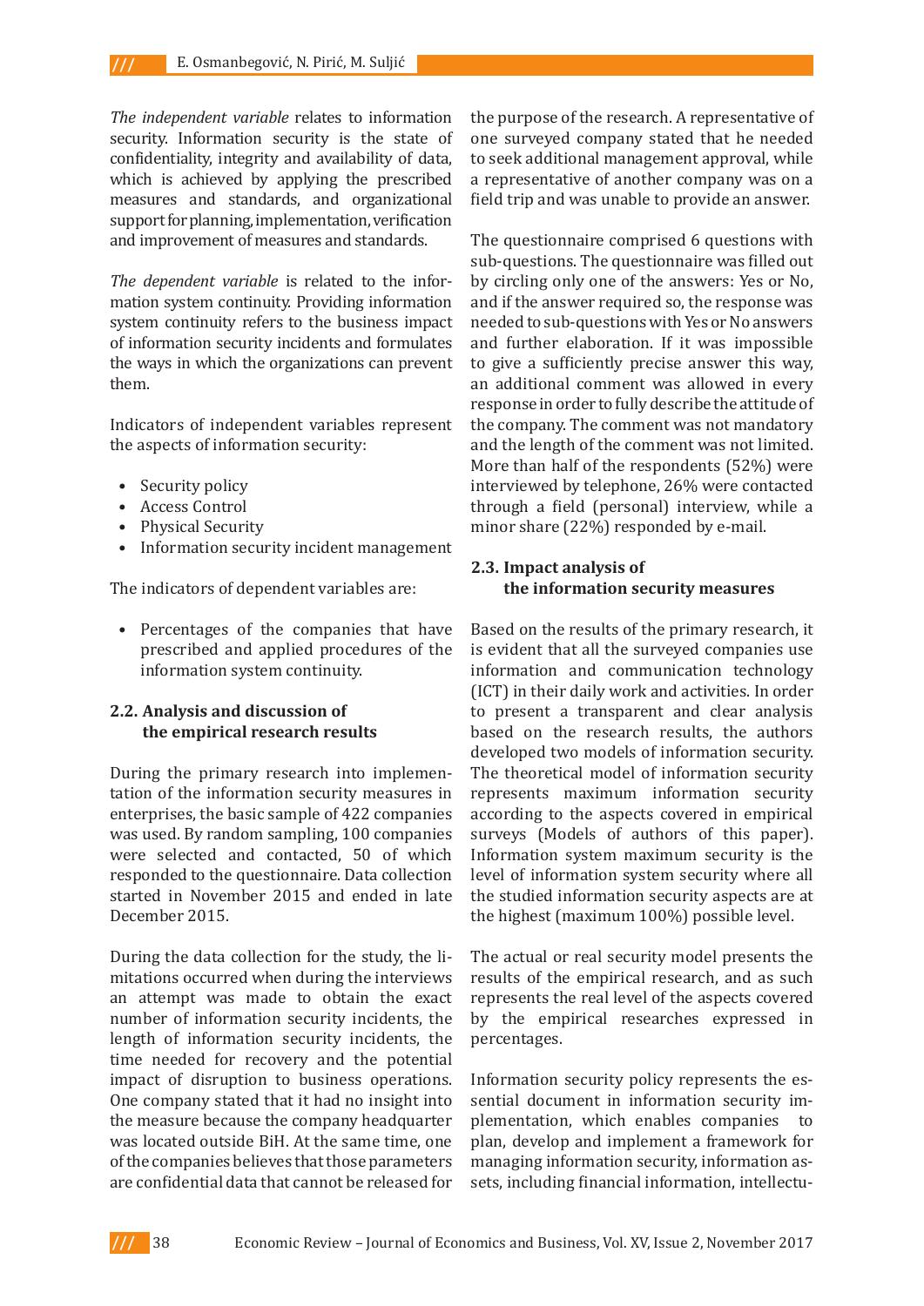*The independent variable* relates to information security. Information security is the state of confidentiality, integrity and availability of data, which is achieved by applying the prescribed measures and standards, and organizational support for planning, implementation, verification and improvement of measures and standards.

*The dependent variable* is related to the information system continuity. Providing information system continuity refers to the business impact of information security incidents and formulates the ways in which the organizations can prevent them.

Indicators of independent variables represent the aspects of information security:

- Security policy
- Access Control
- Physical Security
- Information security incident management

The indicators of dependent variables are:

- Percentages of the companies that have prescribed and applied procedures of the information system continuity.

### 2.2. Analysis and discussion of the empirical research results

During the primary research into implementation of the information security measures in enterprises, the basic sample of 422 companies was used. By random sampling, 100 companies were selected and contacted, 50 of which responded to the questionnaire. Data collection started in November 2015 and ended in late December 2015.

During the data collection for the study, the limitations occurred when during the interviews an attempt was made to obtain the exact number of information security incidents, the length of information security incidents, the time needed for recovery and the potential impact of disruption to business operations. One company stated that it had no insight into the measure because the company headquarter was located outside BiH. At the same time, one of the companies believes that those parameters are confidential data that cannot be released for the purpose of the research. A representative of one surveyed company stated that he needed to seek additional management approval, while a representative of another company was on a field trip and was unable to provide an answer.

The questionnaire comprised 6 questions with sub-questions. The questionnaire was filled out by circling only one of the answers: Yes or No, and if the answer required so, the response was needed to sub-questions with Yes or No answers and further elaboration. If it was impossible to give a sufficiently precise answer this way, an additional comment was allowed in every response in order to fully describe the attitude of the company. The comment was not mandatory and the length of the comment was not limited. More than half of the respondents (52%) were interviewed by telephone, 26% were contacted through a field (personal) interview, while a minor share (22%) responded by e-mail.

### 2.3. Impact analysis of the information security measures

Based on the results of the primary research, it is evident that all the surveyed companies use information and communication technology (ICT) in their daily work and activities. In order to present a transparent and clear analysis based on the research results, the authors developed two models of information security. The theoretical model of information security represents maximum information security according to the aspects covered in empirical surveys (Models of authors of this paper). Information system maximum security is the level of information system security where all the studied information security aspects are at the highest (maximum 100%) possible level.

The actual or real security model presents the results of the empirical research, and as such represents the real level of the aspects covered by the empirical researches expressed in percentages.

Information security policy represents the essential document in information security implementation, which enables companies to plan, develop and implement a framework for managing information security, information assets, including financial information, intellectu-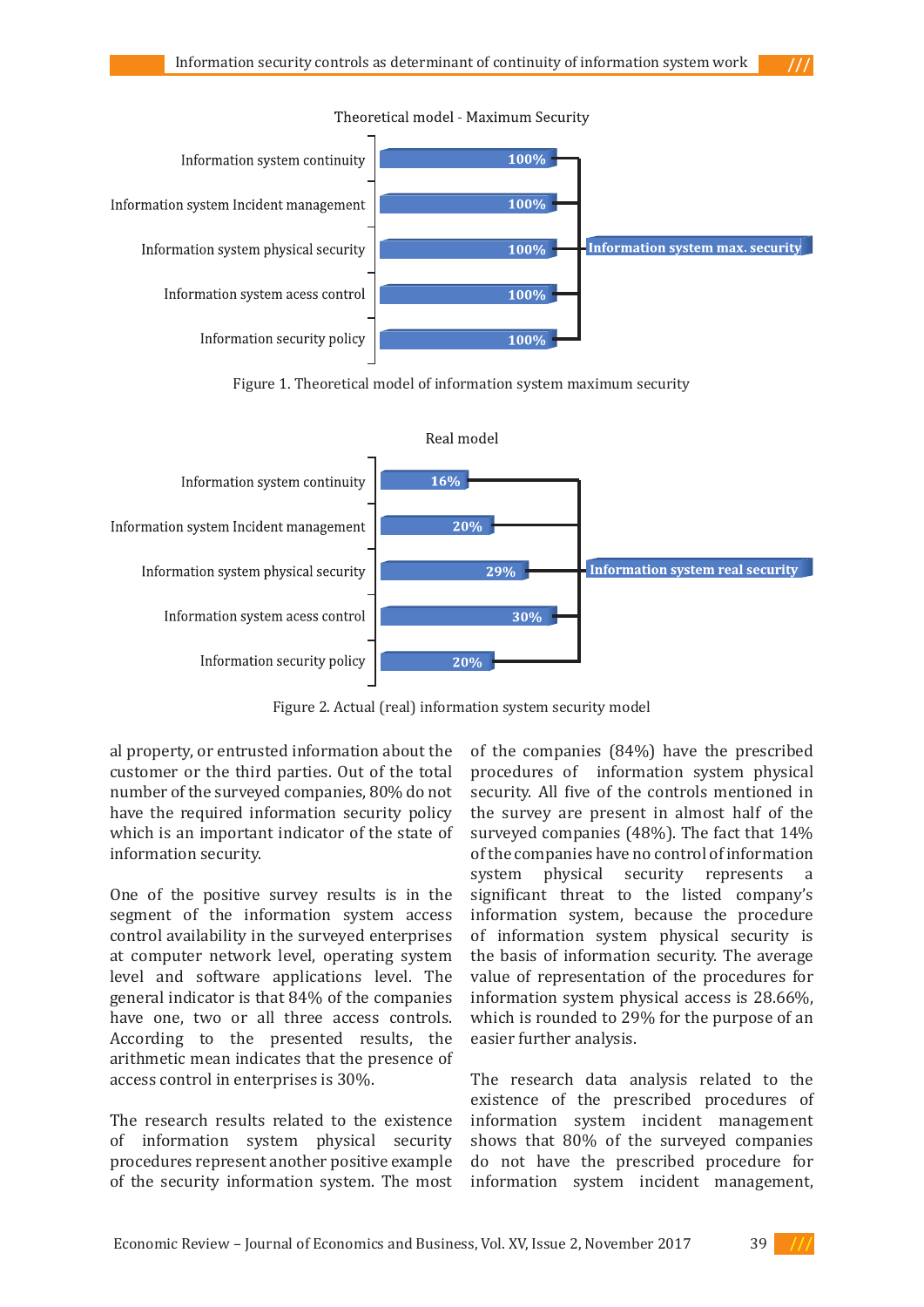Theoretical model - Maximum Security

| Control | Value |
|---|---|
| Information system continuity | 100% |
| Information system Incident management | 100% |
| Information system physical security | 100% |
| Information system acess control | 100% |
| Information security policy | 100% |

Information system max. security

Figure 1. Theoretical model of information system maximum security

Real model

| Control | Value |
|---|---|
| Information system continuity | 16% |
| Information system Incident management | 20% |
| Information system physical security | 29% |
| Information system acess control | 30% |
| Information security policy | 20% |

Information system real security

Figure 2. Actual (real) information system security model

al property, or entrusted information about the customer or the third parties. Out of the total number of the surveyed companies, 80% do not have the required information security policy which is an important indicator of the state of information security.

One of the positive survey results is in the segment of the information system access control availability in the surveyed enterprises at computer network level, operating system level and software applications level. The general indicator is that 84% of the companies have one, two or all three access controls. According to the presented results, the arithmetic mean indicates that the presence of access control in enterprises is 30%.

The research results related to the existence of information system physical security procedures represent another positive example of the security information system. The most of the companies (84%) have the prescribed procedures of information system physical security. All five of the controls mentioned in the survey are present in almost half of the surveyed companies (48%). The fact that 14% of the companies have no control of information system physical security represents a significant threat to the listed company's information system, because the procedure of information system physical security is the basis of information security. The average value of representation of the procedures for information system physical access is 28.66%, which is rounded to 29% for the purpose of an easier further analysis.

The research data analysis related to the existence of the prescribed procedures of information system incident management shows that 80% of the surveyed companies do not have the prescribed procedure for information system incident management,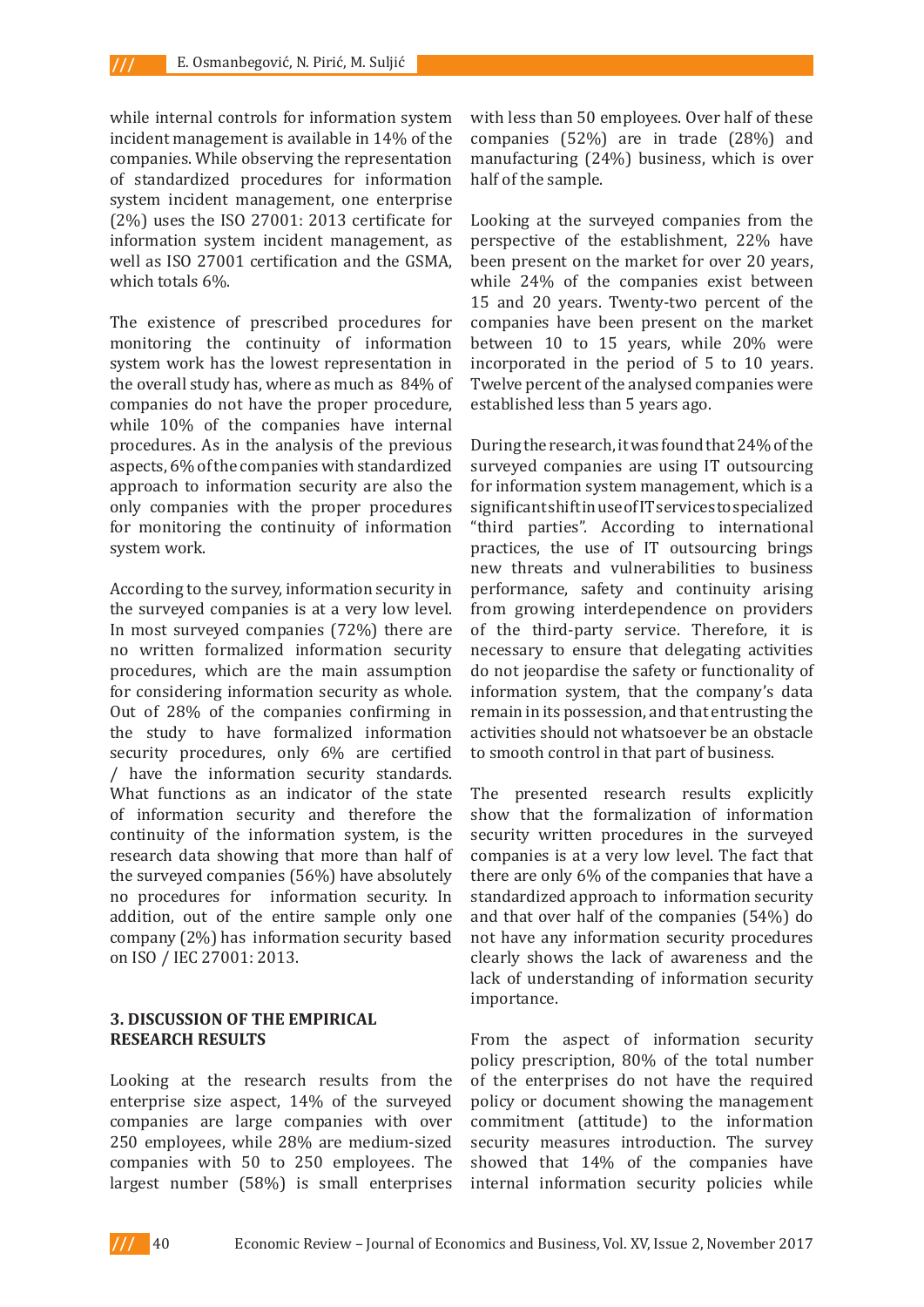while internal controls for information system incident management is available in 14% of the companies. While observing the representation of standardized procedures for information system incident management, one enterprise (2%) uses the ISO 27001: 2013 certificate for information system incident management, as well as ISO 27001 certification and the GSMA, which totals 6%.

The existence of prescribed procedures for monitoring the continuity of information system work has the lowest representation in the overall study has, where as much as 84% of companies do not have the proper procedure, while 10% of the companies have internal procedures. As in the analysis of the previous aspects, 6% of the companies with standardized approach to information security are also the only companies with the proper procedures for monitoring the continuity of information system work.

According to the survey, information security in the surveyed companies is at a very low level. In most surveyed companies (72%) there are no written formalized information security procedures, which are the main assumption for considering information security as whole. Out of 28% of the companies confirming in the study to have formalized information security procedures, only 6% are certified / have the information security standards. What functions as an indicator of the state of information security and therefore the continuity of the information system, is the research data showing that more than half of the surveyed companies (56%) have absolutely no procedures for information security. In addition, out of the entire sample only one company (2%) has information security based on ISO / IEC 27001: 2013.

## 3. DISCUSSION OF THE EMPIRICAL RESEARCH RESULTS

Looking at the research results from the enterprise size aspect, 14% of the surveyed companies are large companies with over 250 employees, while 28% are medium-sized companies with 50 to 250 employees. The largest number (58%) is small enterprises with less than 50 employees. Over half of these companies (52%) are in trade (28%) and manufacturing (24%) business, which is over half of the sample.

Looking at the surveyed companies from the perspective of the establishment, 22% have been present on the market for over 20 years, while 24% of the companies exist between 15 and 20 years. Twenty-two percent of the companies have been present on the market between 10 to 15 years, while 20% were incorporated in the period of 5 to 10 years. Twelve percent of the analysed companies were established less than 5 years ago.

During the research, it was found that 24% of the surveyed companies are using IT outsourcing for information system management, which is a significant shift in use of IT services to specialized "third parties". According to international practices, the use of IT outsourcing brings new threats and vulnerabilities to business performance, safety and continuity arising from growing interdependence on providers of the third-party service. Therefore, it is necessary to ensure that delegating activities do not jeopardise the safety or functionality of information system, that the company's data remain in its possession, and that entrusting the activities should not whatsoever be an obstacle to smooth control in that part of business.

The presented research results explicitly show that the formalization of information security written procedures in the surveyed companies is at a very low level. The fact that there are only 6% of the companies that have a standardized approach to information security and that over half of the companies (54%) do not have any information security procedures clearly shows the lack of awareness and the lack of understanding of information security importance.

From the aspect of information security policy prescription, 80% of the total number of the enterprises do not have the required policy or document showing the management commitment (attitude) to the information security measures introduction. The survey showed that 14% of the companies have internal information security policies while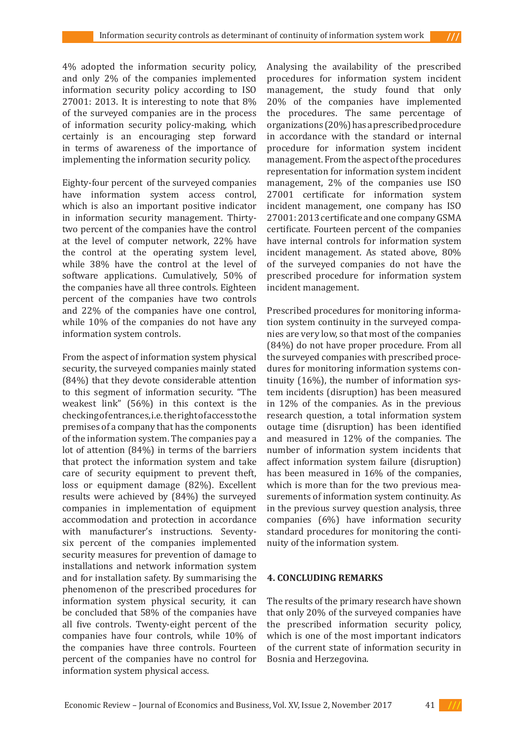4% adopted the information security policy, and only 2% of the companies implemented information security policy according to ISO 27001: 2013. It is interesting to note that 8% of the surveyed companies are in the process of information security policy-making, which certainly is an encouraging step forward in terms of awareness of the importance of implementing the information security policy.

Eighty-four percent of the surveyed companies have information system access control, which is also an important positive indicator in information security management. Thirty-two percent of the companies have the control at the level of computer network, 22% have the control at the operating system level, while 38% have the control at the level of software applications. Cumulatively, 50% of the companies have all three controls. Eighteen percent of the companies have two controls and 22% of the companies have one control, while 10% of the companies do not have any information system controls.

From the aspect of information system physical security, the surveyed companies mainly stated (84%) that they devote considerable attention to this segment of information security. "The weakest link" (56%) in this context is the checking of entrances, i.e. the right of access to the premises of a company that has the components of the information system. The companies pay a lot of attention (84%) in terms of the barriers that protect the information system and take care of security equipment to prevent theft, loss or equipment damage (82%). Excellent results were achieved by (84%) the surveyed companies in implementation of equipment accommodation and protection in accordance with manufacturer's instructions. Seventy-six percent of the companies implemented security measures for prevention of damage to installations and network information system and for installation safety. By summarising the phenomenon of the prescribed procedures for information system physical security, it can be concluded that 58% of the companies have all five controls. Twenty-eight percent of the companies have four controls, while 10% of the companies have three controls. Fourteen percent of the companies have no control for information system physical access.

Analysing the availability of the prescribed procedures for information system incident management, the study found that only 20% of the companies have implemented the procedures. The same percentage of organizations (20%) has a prescribed procedure in accordance with the standard or internal procedure for information system incident management. From the aspect of the procedures representation for information system incident management, 2% of the companies use ISO 27001 certificate for information system incident management, one company has ISO 27001:2013 certificate and one company GSMA certificate. Fourteen percent of the companies have internal controls for information system incident management. As stated above, 80% of the surveyed companies do not have the prescribed procedure for information system incident management.

Prescribed procedures for monitoring information system continuity in the surveyed companies are very low, so that most of the companies (84%) do not have proper procedure. From all the surveyed companies with prescribed procedures for monitoring information systems continuity (16%), the number of information system incidents (disruption) has been measured in 12% of the companies. As in the previous research question, a total information system outage time (disruption) has been identified and measured in 12% of the companies. The number of information system incidents that affect information system failure (disruption) has been measured in 16% of the companies, which is more than for the two previous measurements of information system continuity. As in the previous survey question analysis, three companies (6%) have information security standard procedures for monitoring the continuity of the information system.

## 4. CONCLUDING REMARKS

The results of the primary research have shown that only 20% of the surveyed companies have the prescribed information security policy, which is one of the most important indicators of the current state of information security in Bosnia and Herzegovina.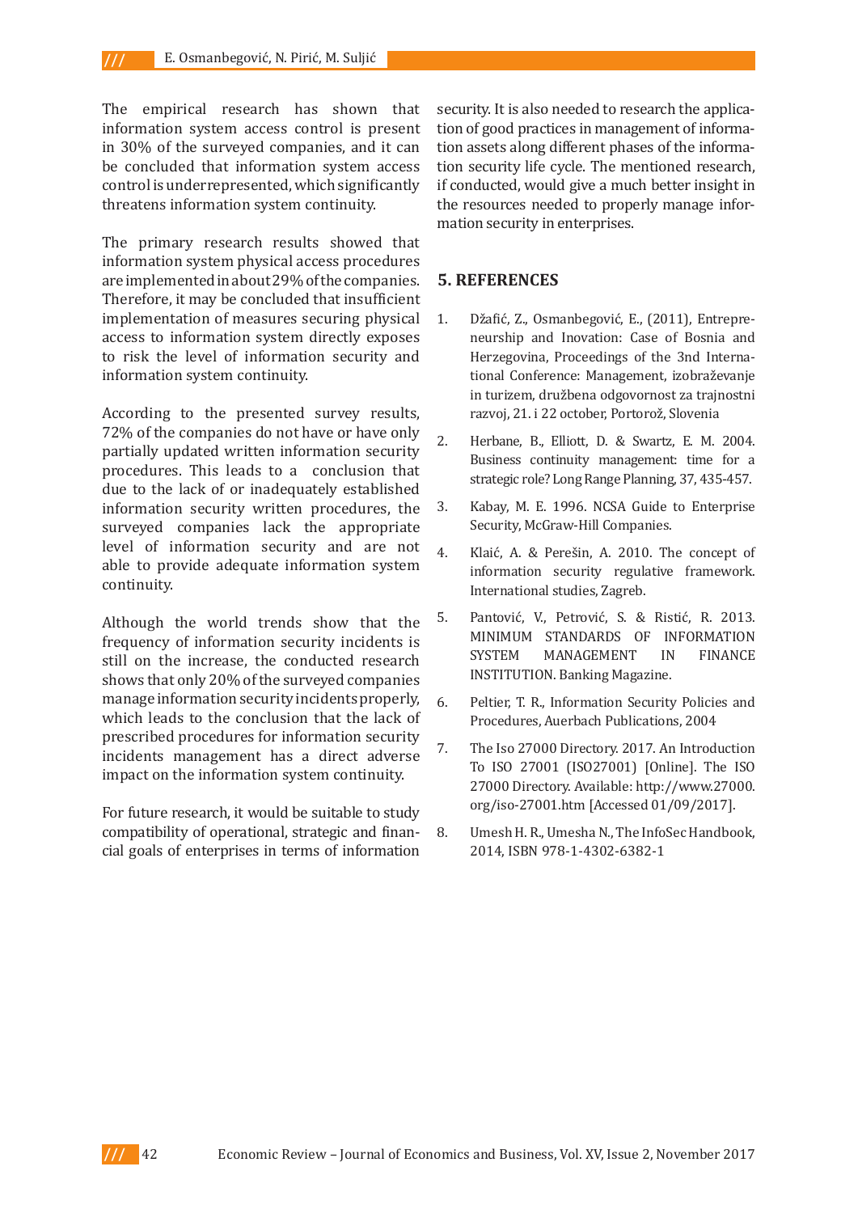The empirical research has shown that information system access control is present in 30% of the surveyed companies, and it can be concluded that information system access control is underrepresented, which significantly threatens information system continuity.

The primary research results showed that information system physical access procedures are implemented in about 29% of the companies. Therefore, it may be concluded that insufficient implementation of measures securing physical access to information system directly exposes to risk the level of information security and information system continuity.

According to the presented survey results, 72% of the companies do not have or have only partially updated written information security procedures. This leads to a conclusion that due to the lack of or inadequately established information security written procedures, the surveyed companies lack the appropriate level of information security and are not able to provide adequate information system continuity.

Although the world trends show that the frequency of information security incidents is still on the increase, the conducted research shows that only 20% of the surveyed companies manage information security incidents properly, which leads to the conclusion that the lack of prescribed procedures for information security incidents management has a direct adverse impact on the information system continuity.

For future research, it would be suitable to study compatibility of operational, strategic and financial goals of enterprises in terms of information security. It is also needed to research the application of good practices in management of information assets along different phases of the information security life cycle. The mentioned research, if conducted, would give a much better insight in the resources needed to properly manage information security in enterprises.

## 5. REFERENCES

1. Džafić, Z., Osmanbegović, E., (2011), Entrepreneurship and Inovation: Case of Bosnia and Herzegovina, Proceedings of the 3nd International Conference: Management, izobraževanje in turizem, družbena odgovornost za trajnostni razvoj, 21. i 22 october, Portorož, Slovenia
2. Herbane, B., Elliott, D. & Swartz, E. M. 2004. Business continuity management: time for a strategic role? Long Range Planning, 37, 435-457.
3. Kabay, M. E. 1996. NCSA Guide to Enterprise Security, McGraw-Hill Companies.
4. Klaić, A. & Perešin, A. 2010. The concept of information security regulative framework. International studies, Zagreb.
5. Pantović, V., Petrović, S. & Ristić, R. 2013. MINIMUM STANDARDS OF INFORMATION SYSTEM MANAGEMENT IN FINANCE INSTITUTION. Banking Magazine.
6. Peltier, T. R., Information Security Policies and Procedures, Auerbach Publications, 2004
7. The Iso 27000 Directory. 2017. An Introduction To ISO 27001 (ISO27001) [Online]. The ISO 27000 Directory. Available: http://www.27000.org/iso-27001.htm [Accessed 01/09/2017].
8. Umesh H. R., Umesha N., The InfoSec Handbook, 2014, ISBN 978-1-4302-6382-1